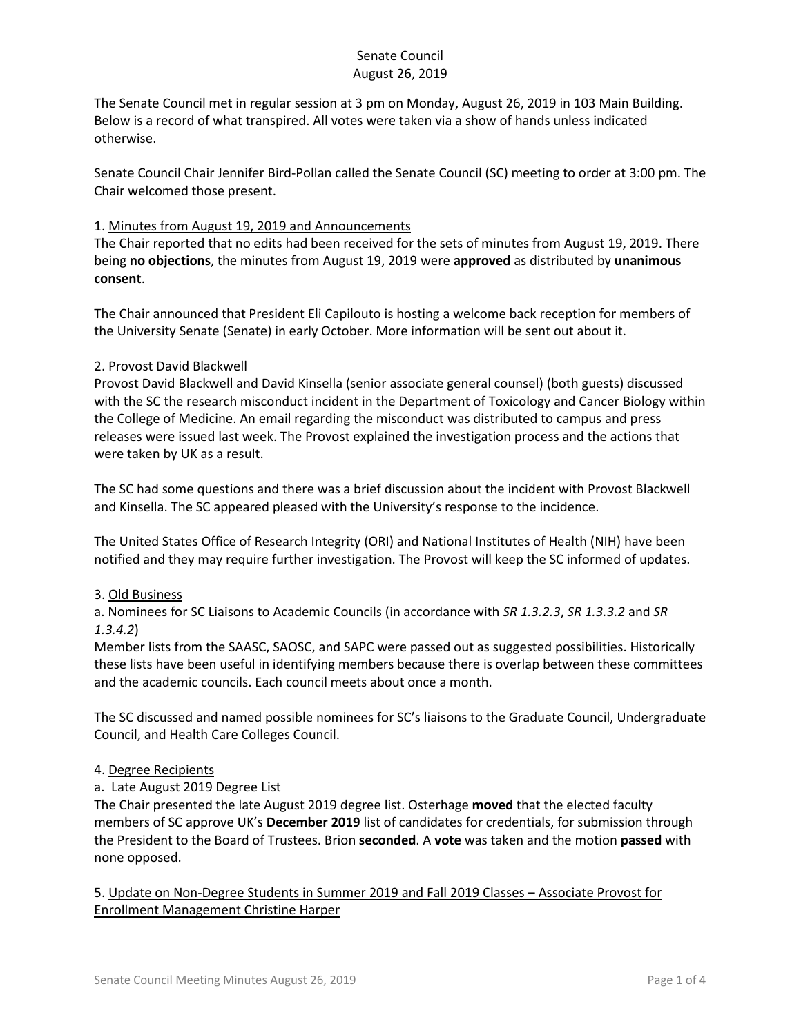# Senate Council
## August 26, 2019

The Senate Council met in regular session at 3 pm on Monday, August 26, 2019 in 103 Main Building. Below is a record of what transpired. All votes were taken via a show of hands unless indicated otherwise.

Senate Council Chair Jennifer Bird-Pollan called the Senate Council (SC) meeting to order at 3:00 pm. The Chair welcomed those present.

1. <u>Minutes from August 19, 2019 and Announcements</u>

The Chair reported that no edits had been received for the sets of minutes from August 19, 2019. There being **no objections**, the minutes from August 19, 2019 were **approved** as distributed by **unanimous consent**.

The Chair announced that President Eli Capilouto is hosting a welcome back reception for members of the University Senate (Senate) in early October. More information will be sent out about it.

2. <u>Provost David Blackwell</u>

Provost David Blackwell and David Kinsella (senior associate general counsel) (both guests) discussed with the SC the research misconduct incident in the Department of Toxicology and Cancer Biology within the College of Medicine. An email regarding the misconduct was distributed to campus and press releases were issued last week. The Provost explained the investigation process and the actions that were taken by UK as a result.

The SC had some questions and there was a brief discussion about the incident with Provost Blackwell and Kinsella. The SC appeared pleased with the University's response to the incidence.

The United States Office of Research Integrity (ORI) and National Institutes of Health (NIH) have been notified and they may require further investigation. The Provost will keep the SC informed of updates.

3. <u>Old Business</u>

a. Nominees for SC Liaisons to Academic Councils (in accordance with *SR 1.3.2.3*, *SR 1.3.3.2* and *SR 1.3.4.2*)

Member lists from the SAASC, SAOSC, and SAPC were passed out as suggested possibilities. Historically these lists have been useful in identifying members because there is overlap between these committees and the academic councils. Each council meets about once a month.

The SC discussed and named possible nominees for SC's liaisons to the Graduate Council, Undergraduate Council, and Health Care Colleges Council.

4. <u>Degree Recipients</u>

a. Late August 2019 Degree List

The Chair presented the late August 2019 degree list. Osterhage **moved** that the elected faculty members of SC approve UK's **December 2019** list of candidates for credentials, for submission through the President to the Board of Trustees. Brion **seconded**. A **vote** was taken and the motion **passed** with none opposed.

5. <u>Update on Non-Degree Students in Summer 2019 and Fall 2019 Classes – Associate Provost for Enrollment Management Christine Harper</u>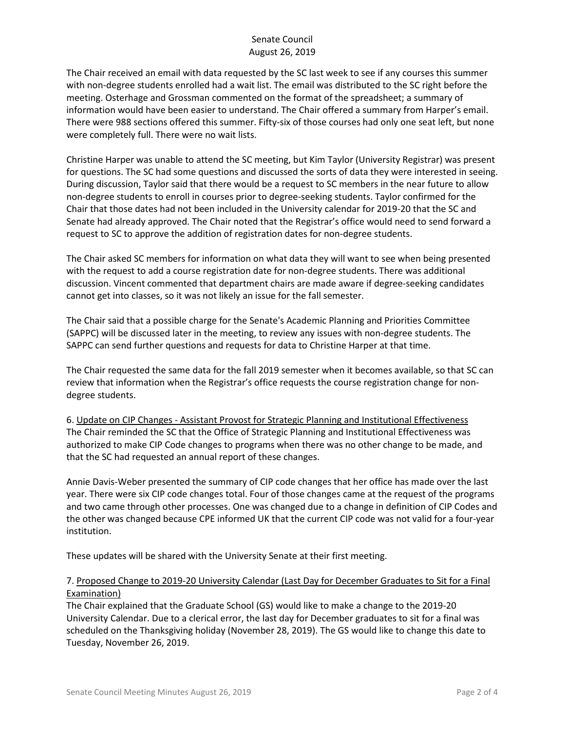The Chair received an email with data requested by the SC last week to see if any courses this summer with non-degree students enrolled had a wait list. The email was distributed to the SC right before the meeting. Osterhage and Grossman commented on the format of the spreadsheet; a summary of information would have been easier to understand. The Chair offered a summary from Harper's email. There were 988 sections offered this summer. Fifty-six of those courses had only one seat left, but none were completely full. There were no wait lists.

Christine Harper was unable to attend the SC meeting, but Kim Taylor (University Registrar) was present for questions. The SC had some questions and discussed the sorts of data they were interested in seeing. During discussion, Taylor said that there would be a request to SC members in the near future to allow non-degree students to enroll in courses prior to degree-seeking students. Taylor confirmed for the Chair that those dates had not been included in the University calendar for 2019-20 that the SC and Senate had already approved. The Chair noted that the Registrar's office would need to send forward a request to SC to approve the addition of registration dates for non-degree students.

The Chair asked SC members for information on what data they will want to see when being presented with the request to add a course registration date for non-degree students. There was additional discussion. Vincent commented that department chairs are made aware if degree-seeking candidates cannot get into classes, so it was not likely an issue for the fall semester.

The Chair said that a possible charge for the Senate's Academic Planning and Priorities Committee (SAPPC) will be discussed later in the meeting, to review any issues with non-degree students. The SAPPC can send further questions and requests for data to Christine Harper at that time.

The Chair requested the same data for the fall 2019 semester when it becomes available, so that SC can review that information when the Registrar's office requests the course registration change for non-degree students.

6. Update on CIP Changes - Assistant Provost for Strategic Planning and Institutional Effectiveness

The Chair reminded the SC that the Office of Strategic Planning and Institutional Effectiveness was authorized to make CIP Code changes to programs when there was no other change to be made, and that the SC had requested an annual report of these changes.

Annie Davis-Weber presented the summary of CIP code changes that her office has made over the last year. There were six CIP code changes total. Four of those changes came at the request of the programs and two came through other processes. One was changed due to a change in definition of CIP Codes and the other was changed because CPE informed UK that the current CIP code was not valid for a four-year institution.

These updates will be shared with the University Senate at their first meeting.

7. Proposed Change to 2019-20 University Calendar (Last Day for December Graduates to Sit for a Final Examination)

The Chair explained that the Graduate School (GS) would like to make a change to the 2019-20 University Calendar. Due to a clerical error, the last day for December graduates to sit for a final was scheduled on the Thanksgiving holiday (November 28, 2019). The GS would like to change this date to Tuesday, November 26, 2019.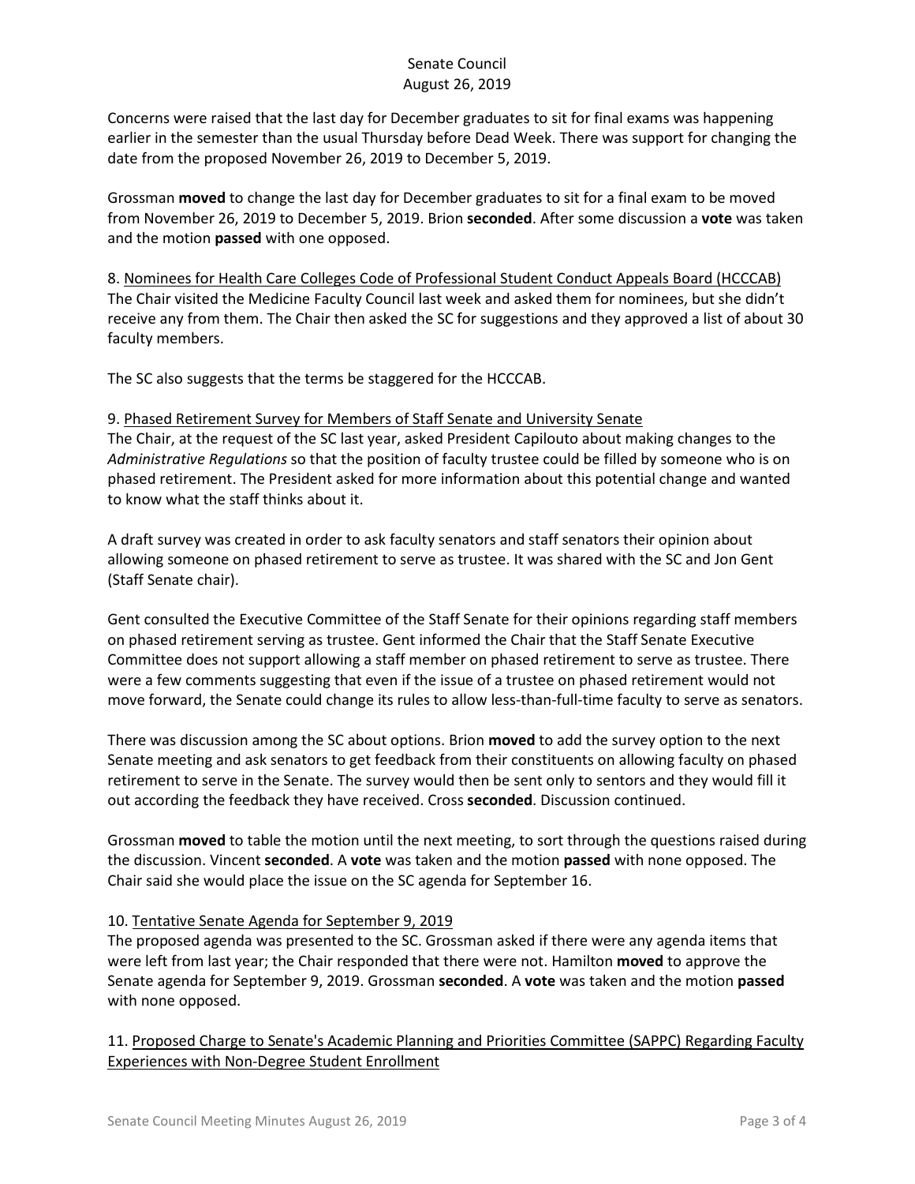Concerns were raised that the last day for December graduates to sit for final exams was happening earlier in the semester than the usual Thursday before Dead Week. There was support for changing the date from the proposed November 26, 2019 to December 5, 2019.

Grossman **moved** to change the last day for December graduates to sit for a final exam to be moved from November 26, 2019 to December 5, 2019. Brion **seconded**. After some discussion a **vote** was taken and the motion **passed** with one opposed.

8. Nominees for Health Care Colleges Code of Professional Student Conduct Appeals Board (HCCCAB)
The Chair visited the Medicine Faculty Council last week and asked them for nominees, but she didn't receive any from them. The Chair then asked the SC for suggestions and they approved a list of about 30 faculty members.

The SC also suggests that the terms be staggered for the HCCCAB.

9. Phased Retirement Survey for Members of Staff Senate and University Senate
The Chair, at the request of the SC last year, asked President Capilouto about making changes to the *Administrative Regulations* so that the position of faculty trustee could be filled by someone who is on phased retirement. The President asked for more information about this potential change and wanted to know what the staff thinks about it.

A draft survey was created in order to ask faculty senators and staff senators their opinion about allowing someone on phased retirement to serve as trustee. It was shared with the SC and Jon Gent (Staff Senate chair).

Gent consulted the Executive Committee of the Staff Senate for their opinions regarding staff members on phased retirement serving as trustee. Gent informed the Chair that the Staff Senate Executive Committee does not support allowing a staff member on phased retirement to serve as trustee. There were a few comments suggesting that even if the issue of a trustee on phased retirement would not move forward, the Senate could change its rules to allow less-than-full-time faculty to serve as senators.

There was discussion among the SC about options. Brion **moved** to add the survey option to the next Senate meeting and ask senators to get feedback from their constituents on allowing faculty on phased retirement to serve in the Senate. The survey would then be sent only to sentors and they would fill it out according the feedback they have received. Cross **seconded**. Discussion continued.

Grossman **moved** to table the motion until the next meeting, to sort through the questions raised during the discussion. Vincent **seconded**. A **vote** was taken and the motion **passed** with none opposed. The Chair said she would place the issue on the SC agenda for September 16.

10. Tentative Senate Agenda for September 9, 2019
The proposed agenda was presented to the SC. Grossman asked if there were any agenda items that were left from last year; the Chair responded that there were not. Hamilton **moved** to approve the Senate agenda for September 9, 2019. Grossman **seconded**. A **vote** was taken and the motion **passed** with none opposed.

11. Proposed Charge to Senate's Academic Planning and Priorities Committee (SAPPC) Regarding Faculty Experiences with Non-Degree Student Enrollment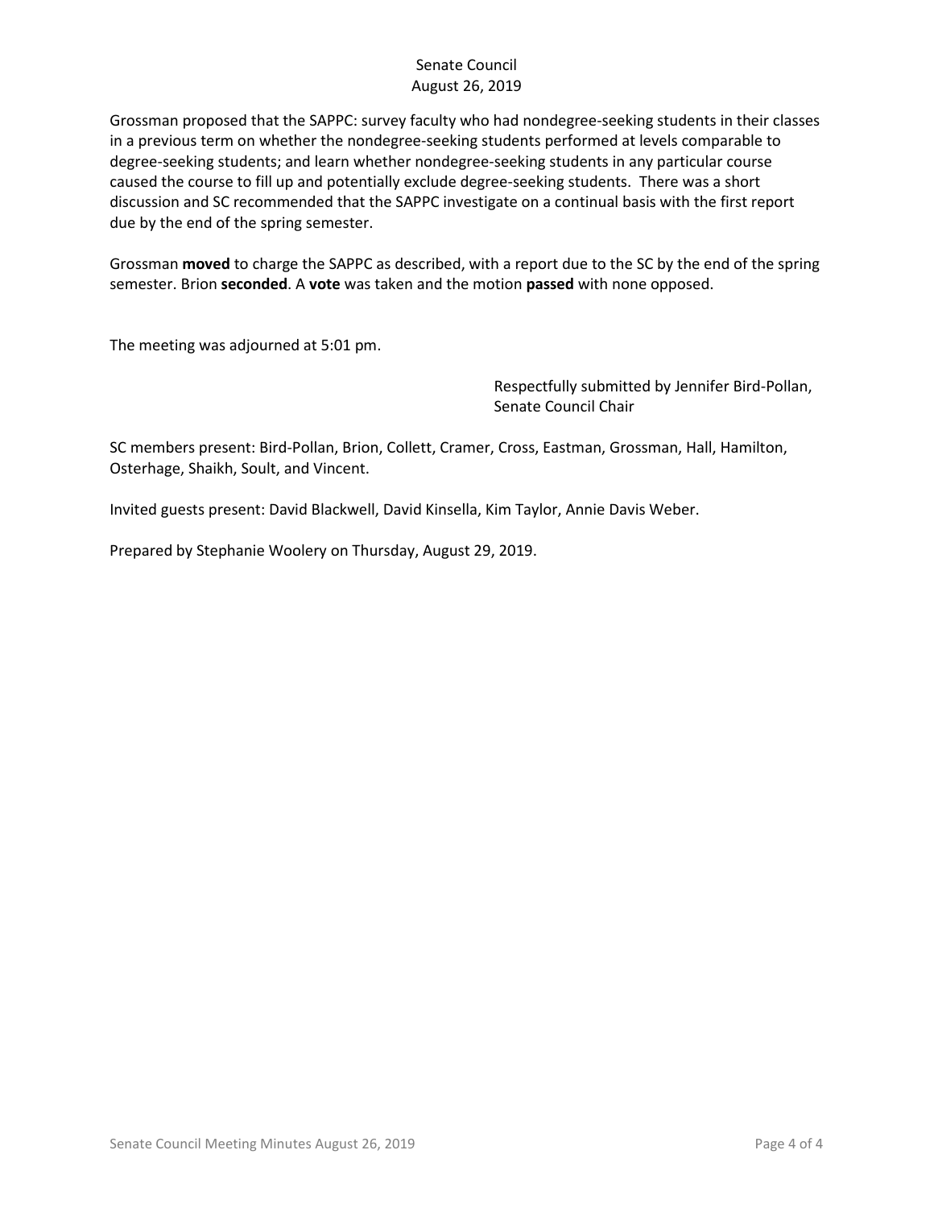Grossman proposed that the SAPPC: survey faculty who had nondegree-seeking students in their classes in a previous term on whether the nondegree-seeking students performed at levels comparable to degree-seeking students; and learn whether nondegree-seeking students in any particular course caused the course to fill up and potentially exclude degree-seeking students. There was a short discussion and SC recommended that the SAPPC investigate on a continual basis with the first report due by the end of the spring semester.

Grossman **moved** to charge the SAPPC as described, with a report due to the SC by the end of the spring semester. Brion **seconded**. A **vote** was taken and the motion **passed** with none opposed.

The meeting was adjourned at 5:01 pm.

Respectfully submitted by Jennifer Bird-Pollan,
Senate Council Chair

SC members present: Bird-Pollan, Brion, Collett, Cramer, Cross, Eastman, Grossman, Hall, Hamilton, Osterhage, Shaikh, Soult, and Vincent.

Invited guests present: David Blackwell, David Kinsella, Kim Taylor, Annie Davis Weber.

Prepared by Stephanie Woolery on Thursday, August 29, 2019.